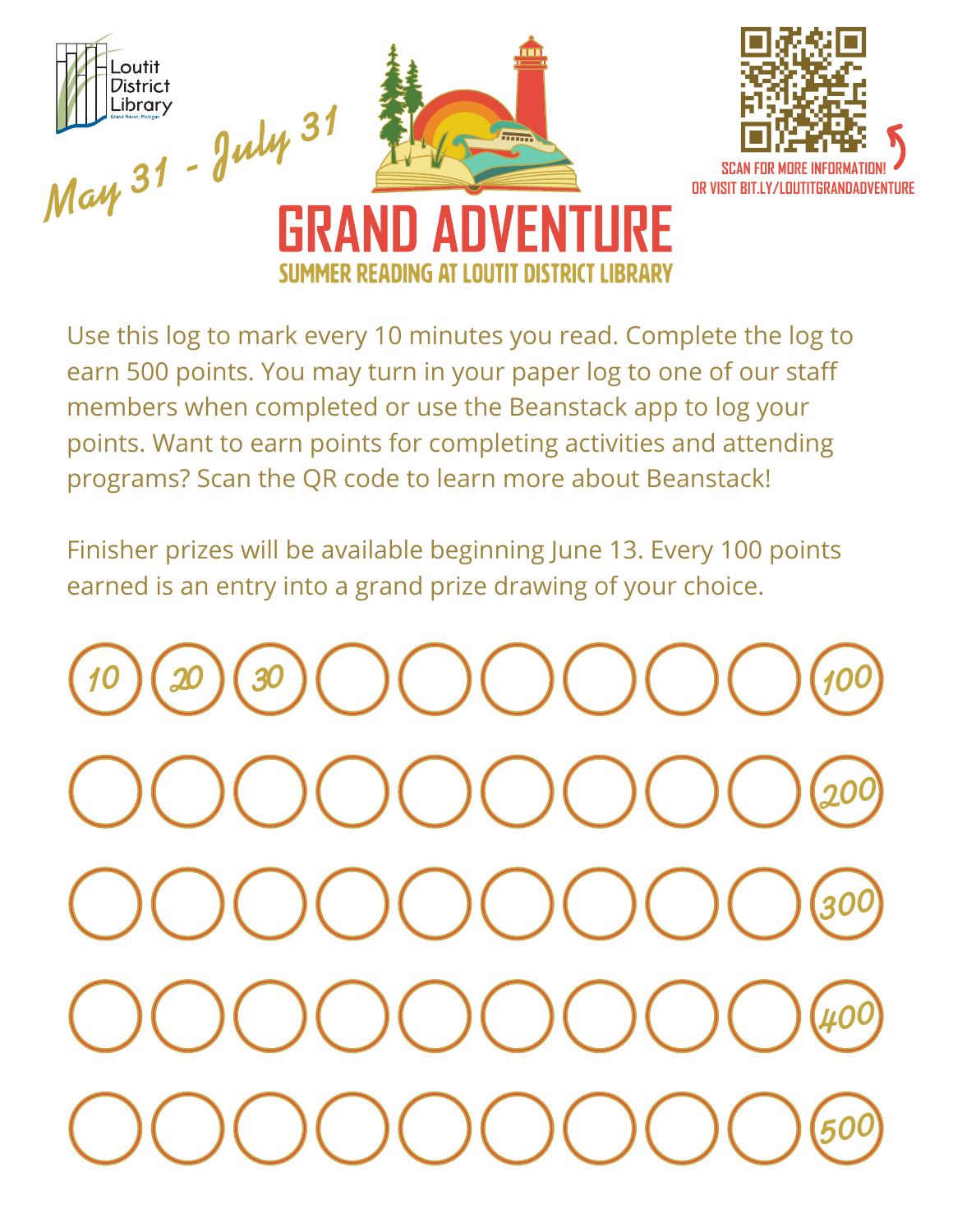Loutit District Library

Grand Haven, Michigan

May 31 - July 31

# GRAND ADVENTURE

## SUMMER READING AT LOUTIT DISTRICT LIBRARY

SCAN FOR MORE INFORMATION!
OR VISIT BIT.LY/LOUTITGRANDADVENTURE

Use this log to mark every 10 minutes you read. Complete the log to earn 500 points. You may turn in your paper log to one of our staff members when completed or use the Beanstack app to log your points. Want to earn points for completing activities and attending programs? Scan the QR code to learn more about Beanstack!

Finisher prizes will be available beginning June 13. Every 100 points earned is an entry into a grand prize drawing of your choice.

| | | | | | | | | | |
|---|---|---|---|---|---|---|---|---|---|
| 10 | 20 | 30 | | | | | | | 100 |
| | | | | | | | | | 200 |
| | | | | | | | | | 300 |
| | | | | | | | | | 400 |
| | | | | | | | | | 500 |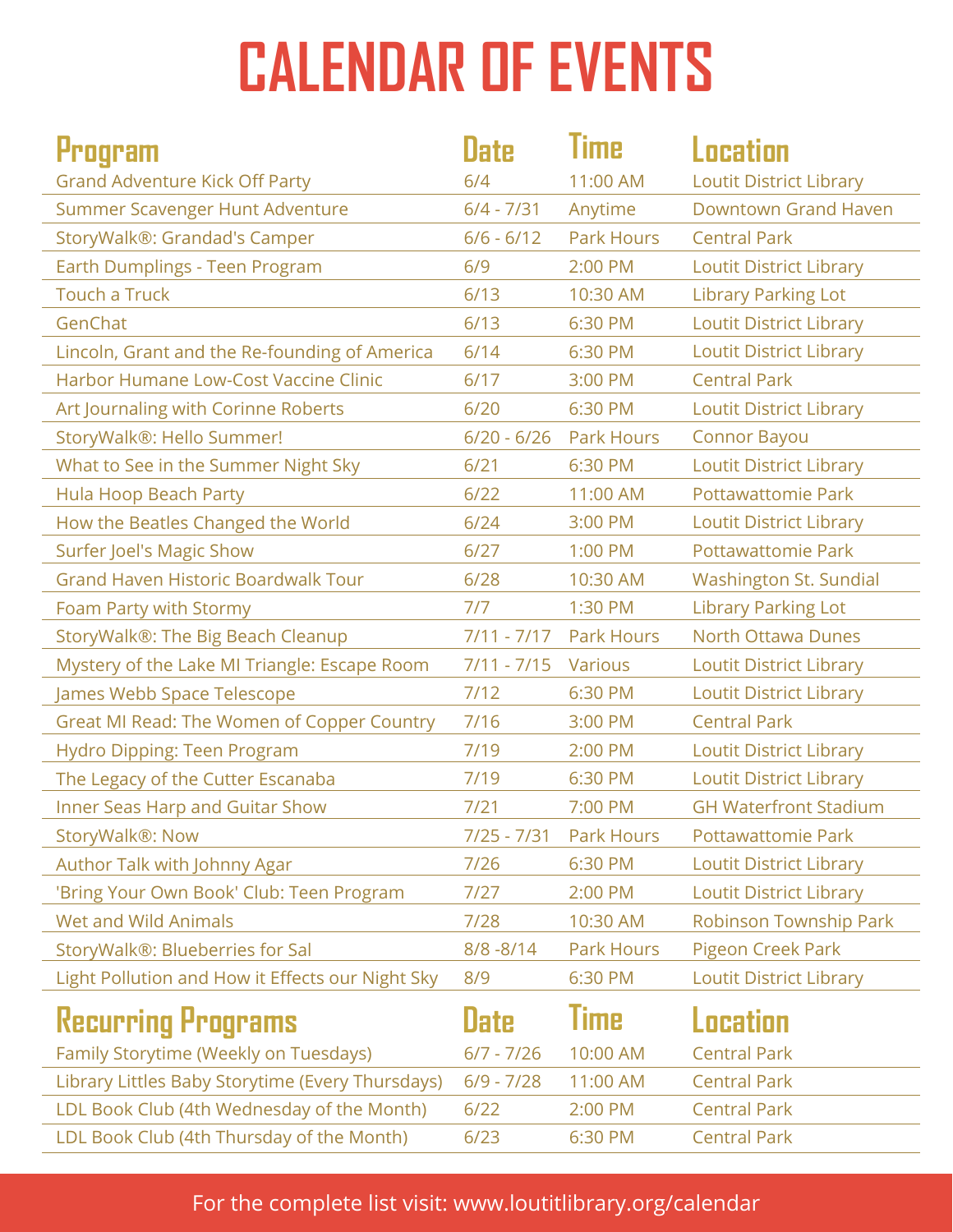# CALENDAR OF EVENTS

| Program | Date | Time | Location |
| --- | --- | --- | --- |
| Grand Adventure Kick Off Party | 6/4 | 11:00 AM | Loutit District Library |
| Summer Scavenger Hunt Adventure | 6/4 - 7/31 | Anytime | Downtown Grand Haven |
| StoryWalk®: Grandad's Camper | 6/6 - 6/12 | Park Hours | Central Park |
| Earth Dumplings - Teen Program | 6/9 | 2:00 PM | Loutit District Library |
| Touch a Truck | 6/13 | 10:30 AM | Library Parking Lot |
| GenChat | 6/13 | 6:30 PM | Loutit District Library |
| Lincoln, Grant and the Re-founding of America | 6/14 | 6:30 PM | Loutit District Library |
| Harbor Humane Low-Cost Vaccine Clinic | 6/17 | 3:00 PM | Central Park |
| Art Journaling with Corinne Roberts | 6/20 | 6:30 PM | Loutit District Library |
| StoryWalk®: Hello Summer! | 6/20 - 6/26 | Park Hours | Connor Bayou |
| What to See in the Summer Night Sky | 6/21 | 6:30 PM | Loutit District Library |
| Hula Hoop Beach Party | 6/22 | 11:00 AM | Pottawattomie Park |
| How the Beatles Changed the World | 6/24 | 3:00 PM | Loutit District Library |
| Surfer Joel's Magic Show | 6/27 | 1:00 PM | Pottawattomie Park |
| Grand Haven Historic Boardwalk Tour | 6/28 | 10:30 AM | Washington St. Sundial |
| Foam Party with Stormy | 7/7 | 1:30 PM | Library Parking Lot |
| StoryWalk®: The Big Beach Cleanup | 7/11 - 7/17 | Park Hours | North Ottawa Dunes |
| Mystery of the Lake MI Triangle: Escape Room | 7/11 - 7/15 | Various | Loutit District Library |
| James Webb Space Telescope | 7/12 | 6:30 PM | Loutit District Library |
| Great MI Read: The Women of Copper Country | 7/16 | 3:00 PM | Central Park |
| Hydro Dipping: Teen Program | 7/19 | 2:00 PM | Loutit District Library |
| The Legacy of the Cutter Escanaba | 7/19 | 6:30 PM | Loutit District Library |
| Inner Seas Harp and Guitar Show | 7/21 | 7:00 PM | GH Waterfront Stadium |
| StoryWalk®: Now | 7/25 - 7/31 | Park Hours | Pottawattomie Park |
| Author Talk with Johnny Agar | 7/26 | 6:30 PM | Loutit District Library |
| 'Bring Your Own Book' Club: Teen Program | 7/27 | 2:00 PM | Loutit District Library |
| Wet and Wild Animals | 7/28 | 10:30 AM | Robinson Township Park |
| StoryWalk®: Blueberries for Sal | 8/8 -8/14 | Park Hours | Pigeon Creek Park |
| Light Pollution and How it Effects our Night Sky | 8/9 | 6:30 PM | Loutit District Library |

| Recurring Programs | Date | Time | Location |
| --- | --- | --- | --- |
| Family Storytime (Weekly on Tuesdays) | 6/7 - 7/26 | 10:00 AM | Central Park |
| Library Littles Baby Storytime (Every Thursdays) | 6/9 - 7/28 | 11:00 AM | Central Park |
| LDL Book Club (4th Wednesday of the Month) | 6/22 | 2:00 PM | Central Park |
| LDL Book Club (4th Thursday of the Month) | 6/23 | 6:30 PM | Central Park |

For the complete list visit: www.loutitlibrary.org/calendar